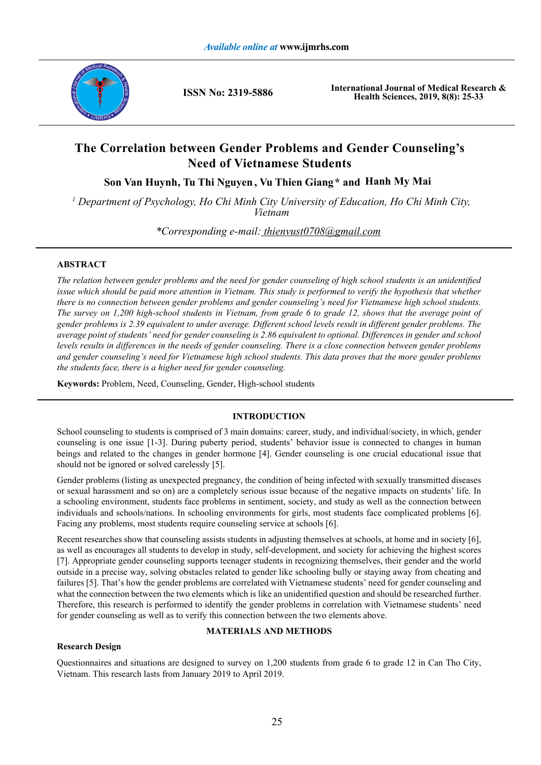# The Correlation between Gender Problems and Gender Counseling's Need of Vietnamese Students

**Son Van Huynh, Tu Thi Nguyen, Vu Thien Giang\* and Hanh My Mai**

[1] *Department of Psychology, Ho Chi Minh City University of Education, Ho Chi Minh City, Vietnam*

*\*Corresponding e-mail: thienvust0708@gmail.com*

## ABSTRACT

*The relation between gender problems and the need for gender counseling of high school students is an unidentified issue which should be paid more attention in Vietnam. This study is performed to verify the hypothesis that whether there is no connection between gender problems and gender counseling's need for Vietnamese high school students. The survey on 1,200 high-school students in Vietnam, from grade 6 to grade 12, shows that the average point of gender problems is 2.39 equivalent to under average. Different school levels result in different gender problems. The average point of students' need for gender counseling is 2.86 equivalent to optional. Differences in gender and school levels results in differences in the needs of gender counseling. There is a close connection between gender problems and gender counseling's need for Vietnamese high school students. This data proves that the more gender problems the students face, there is a higher need for gender counseling.*

**Keywords:** Problem, Need, Counseling, Gender, High-school students

## INTRODUCTION

School counseling to students is comprised of 3 main domains: career, study, and individual/society, in which, gender counseling is one issue [1-3]. During puberty period, students' behavior issue is connected to changes in human beings and related to the changes in gender hormone [4]. Gender counseling is one crucial educational issue that should not be ignored or solved carelessly [5].

Gender problems (listing as unexpected pregnancy, the condition of being infected with sexually transmitted diseases or sexual harassment and so on) are a completely serious issue because of the negative impacts on students' life. In a schooling environment, students face problems in sentiment, society, and study as well as the connection between individuals and schools/nations. In schooling environments for girls, most students face complicated problems [6]. Facing any problems, most students require counseling service at schools [6].

Recent researches show that counseling assists students in adjusting themselves at schools, at home and in society [6], as well as encourages all students to develop in study, self-development, and society for achieving the highest scores [7]. Appropriate gender counseling supports teenager students in recognizing themselves, their gender and the world outside in a precise way, solving obstacles related to gender like schooling bully or staying away from cheating and failures [5]. That's how the gender problems are correlated with Vietnamese students' need for gender counseling and what the connection between the two elements which is like an unidentified question and should be researched further. Therefore, this research is performed to identify the gender problems in correlation with Vietnamese students' need for gender counseling as well as to verify this connection between the two elements above.

## MATERIALS AND METHODS

### Research Design

Questionnaires and situations are designed to survey on 1,200 students from grade 6 to grade 12 in Can Tho City, Vietnam. This research lasts from January 2019 to April 2019.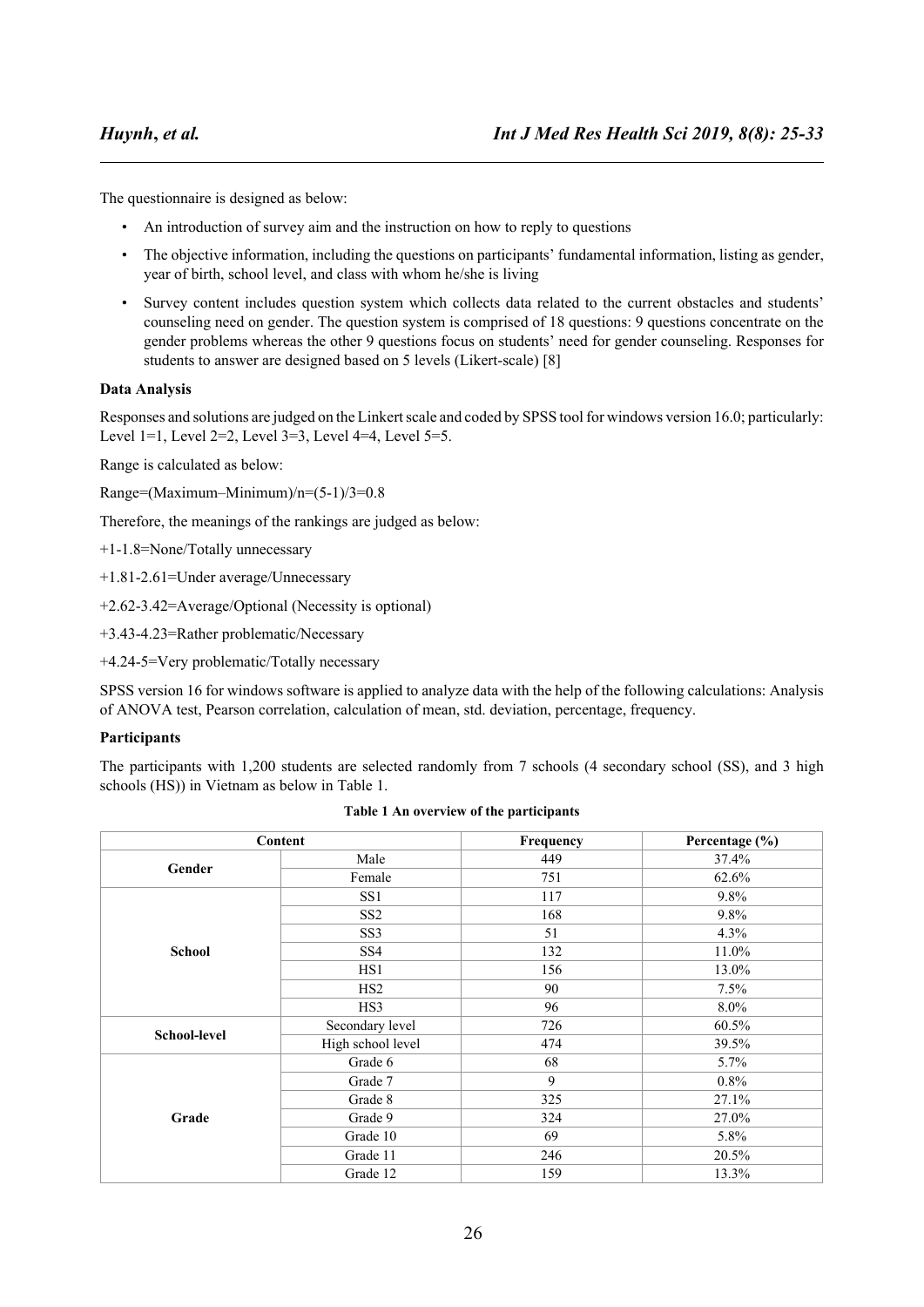The questionnaire is designed as below:

- An introduction of survey aim and the instruction on how to reply to questions
- The objective information, including the questions on participants' fundamental information, listing as gender, year of birth, school level, and class with whom he/she is living
- Survey content includes question system which collects data related to the current obstacles and students' counseling need on gender. The question system is comprised of 18 questions: 9 questions concentrate on the gender problems whereas the other 9 questions focus on students' need for gender counseling. Responses for students to answer are designed based on 5 levels (Likert-scale) [8]

**Data Analysis**

Responses and solutions are judged on the Linkert scale and coded by SPSS tool for windows version 16.0; particularly: Level 1=1, Level 2=2, Level 3=3, Level 4=4, Level 5=5.

Range is calculated as below:

Range=(Maximum–Minimum)/n=(5-1)/3=0.8

Therefore, the meanings of the rankings are judged as below:

+1-1.8=None/Totally unnecessary

+1.81-2.61=Under average/Unnecessary

+2.62-3.42=Average/Optional (Necessity is optional)

+3.43-4.23=Rather problematic/Necessary

+4.24-5=Very problematic/Totally necessary

SPSS version 16 for windows software is applied to analyze data with the help of the following calculations: Analysis of ANOVA test, Pearson correlation, calculation of mean, std. deviation, percentage, frequency.

**Participants**

The participants with 1,200 students are selected randomly from 7 schools (4 secondary school (SS), and 3 high schools (HS)) in Vietnam as below in Table 1.

**Table 1 An overview of the participants**

| Content | | Frequency | Percentage (%) |
|---|---|---|---|
| Gender | Male | 449 | 37.4% |
| | Female | 751 | 62.6% |
| School | SS1 | 117 | 9.8% |
| | SS2 | 168 | 9.8% |
| | SS3 | 51 | 4.3% |
| | SS4 | 132 | 11.0% |
| | HS1 | 156 | 13.0% |
| | HS2 | 90 | 7.5% |
| | HS3 | 96 | 8.0% |
| School-level | Secondary level | 726 | 60.5% |
| | High school level | 474 | 39.5% |
| Grade | Grade 6 | 68 | 5.7% |
| | Grade 7 | 9 | 0.8% |
| | Grade 8 | 325 | 27.1% |
| | Grade 9 | 324 | 27.0% |
| | Grade 10 | 69 | 5.8% |
| | Grade 11 | 246 | 20.5% |
| | Grade 12 | 159 | 13.3% |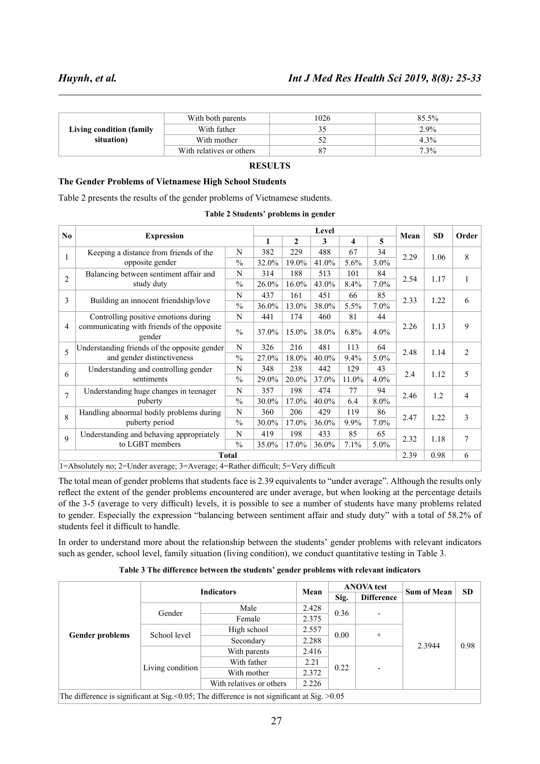| | | | |
|---|---|---|---|
| **Living condition (family situation)** | With both parents | 1026 | 85.5% |
| | With father | 35 | 2.9% |
| | With mother | 52 | 4.3% |
| | With relatives or others | 87 | 7.3% |

## RESULTS

### The Gender Problems of Vietnamese High School Students

Table 2 presents the results of the gender problems of Vietnamese students.

**Table 2 Students' problems in gender**

| No | Expression | | Level | | | | | Mean | SD | Order |
|---|---|---|---|---|---|---|---|---|---|---|
| | | | 1 | 2 | 3 | 4 | 5 | | | |
| 1 | Keeping a distance from friends of the opposite gender | N | 382 | 229 | 488 | 67 | 34 | 2.29 | 1.06 | 8 |
| | | % | 32.0% | 19.0% | 41.0% | 5.6% | 3.0% | | | |
| 2 | Balancing between sentiment affair and study duty | N | 314 | 188 | 513 | 101 | 84 | 2.54 | 1.17 | 1 |
| | | % | 26.0% | 16.0% | 43.0% | 8.4% | 7.0% | | | |
| 3 | Building an innocent friendship/love | N | 437 | 161 | 451 | 66 | 85 | 2.33 | 1.22 | 6 |
| | | % | 36.0% | 13.0% | 38.0% | 5.5% | 7.0% | | | |
| 4 | Controlling positive emotions during communicating with friends of the opposite gender | N | 441 | 174 | 460 | 81 | 44 | 2.26 | 1.13 | 9 |
| | | % | 37.0% | 15.0% | 38.0% | 6.8% | 4.0% | | | |
| 5 | Understanding friends of the opposite gender and gender distinctiveness | N | 326 | 216 | 481 | 113 | 64 | 2.48 | 1.14 | 2 |
| | | % | 27.0% | 18.0% | 40.0% | 9.4% | 5.0% | | | |
| 6 | Understanding and controlling gender sentiments | N | 348 | 238 | 442 | 129 | 43 | 2.4 | 1.12 | 5 |
| | | % | 29.0% | 20.0% | 37.0% | 11.0% | 4.0% | | | |
| 7 | Understanding huge changes in teenager puberty | N | 357 | 198 | 474 | 77 | 94 | 2.46 | 1.2 | 4 |
| | | % | 30.0% | 17.0% | 40.0% | 6.4 | 8.0% | | | |
| 8 | Handling abnormal bodily problems during puberty period | N | 360 | 206 | 429 | 119 | 86 | 2.47 | 1.22 | 3 |
| | | % | 30.0% | 17.0% | 36.0% | 9.9% | 7.0% | | | |
| 9 | Understanding and behaving appropriately to LGBT members | N | 419 | 198 | 433 | 85 | 65 | 2.32 | 1.18 | 7 |
| | | % | 35.0% | 17.0% | 36.0% | 7.1% | 5.0% | | | |
| **Total** | | | | | | | | 2.39 | 0.98 | 6 |

1=Absolutely no; 2=Under average; 3=Average; 4=Rather difficult; 5=Very difficult

The total mean of gender problems that students face is 2.39 equivalents to "under average". Although the results only reflect the extent of the gender problems encountered are under average, but when looking at the percentage details of the 3-5 (average to very difficult) levels, it is possible to see a number of students have many problems related to gender. Especially the expression "balancing between sentiment affair and study duty" with a total of 58.2% of students feel it difficult to handle.

In order to understand more about the relationship between the students' gender problems with relevant indicators such as gender, school level, family situation (living condition), we conduct quantitative testing in Table 3.

**Table 3 The difference between the students' gender problems with relevant indicators**

| | Indicators | | Mean | ANOVA test | | Sum of Mean | SD |
|---|---|---|---|---|---|---|---|
| | | | | Sig. | Difference | | |
| **Gender problems** | Gender | Male | 2.428 | 0.36 | - | 2.3944 | 0.98 |
| | | Female | 2.375 | | | | |
| | School level | High school | 2.557 | 0.00 | + | | |
| | | Secondary | 2.288 | | | | |
| | Living condition | With parents | 2.416 | 0.22 | - | | |
| | | With father | 2.21 | | | | |
| | | With mother | 2.372 | | | | |
| | | With relatives or others | 2.226 | | | | |

The difference is significant at Sig.<0.05; The difference is not significant at Sig. >0.05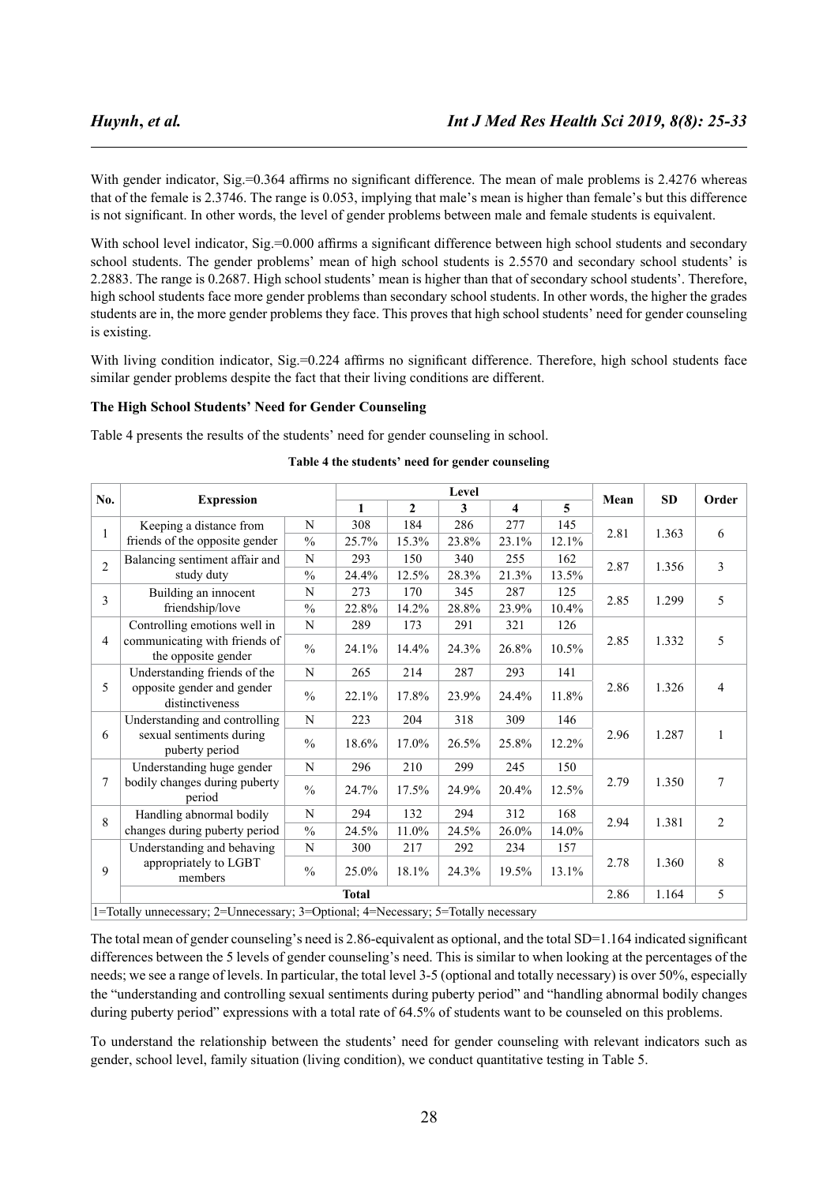With gender indicator, Sig.=0.364 affirms no significant difference. The mean of male problems is 2.4276 whereas that of the female is 2.3746. The range is 0.053, implying that male's mean is higher than female's but this difference is not significant. In other words, the level of gender problems between male and female students is equivalent.

With school level indicator, Sig.=0.000 affirms a significant difference between high school students and secondary school students. The gender problems' mean of high school students is 2.5570 and secondary school students' is 2.2883. The range is 0.2687. High school students' mean is higher than that of secondary school students'. Therefore, high school students face more gender problems than secondary school students. In other words, the higher the grades students are in, the more gender problems they face. This proves that high school students' need for gender counseling is existing.

With living condition indicator, Sig.=0.224 affirms no significant difference. Therefore, high school students face similar gender problems despite the fact that their living conditions are different.

**The High School Students' Need for Gender Counseling**

Table 4 presents the results of the students' need for gender counseling in school.

**Table 4 the students' need for gender counseling**

| No. | Expression | | Level | | | | | Mean | SD | Order |
|---|---|---|---|---|---|---|---|---|---|---|
| | | | 1 | 2 | 3 | 4 | 5 | | | |
| 1 | Keeping a distance from friends of the opposite gender | N | 308 | 184 | 286 | 277 | 145 | 2.81 | 1.363 | 6 |
| | | % | 25.7% | 15.3% | 23.8% | 23.1% | 12.1% | | | |
| 2 | Balancing sentiment affair and study duty | N | 293 | 150 | 340 | 255 | 162 | 2.87 | 1.356 | 3 |
| | | % | 24.4% | 12.5% | 28.3% | 21.3% | 13.5% | | | |
| 3 | Building an innocent friendship/love | N | 273 | 170 | 345 | 287 | 125 | 2.85 | 1.299 | 5 |
| | | % | 22.8% | 14.2% | 28.8% | 23.9% | 10.4% | | | |
| 4 | Controlling emotions well in communicating with friends of the opposite gender | N | 289 | 173 | 291 | 321 | 126 | 2.85 | 1.332 | 5 |
| | | % | 24.1% | 14.4% | 24.3% | 26.8% | 10.5% | | | |
| 5 | Understanding friends of the opposite gender and gender distinctiveness | N | 265 | 214 | 287 | 293 | 141 | 2.86 | 1.326 | 4 |
| | | % | 22.1% | 17.8% | 23.9% | 24.4% | 11.8% | | | |
| 6 | Understanding and controlling sexual sentiments during puberty period | N | 223 | 204 | 318 | 309 | 146 | 2.96 | 1.287 | 1 |
| | | % | 18.6% | 17.0% | 26.5% | 25.8% | 12.2% | | | |
| 7 | Understanding huge gender bodily changes during puberty period | N | 296 | 210 | 299 | 245 | 150 | 2.79 | 1.350 | 7 |
| | | % | 24.7% | 17.5% | 24.9% | 20.4% | 12.5% | | | |
| 8 | Handling abnormal bodily changes during puberty period | N | 294 | 132 | 294 | 312 | 168 | 2.94 | 1.381 | 2 |
| | | % | 24.5% | 11.0% | 24.5% | 26.0% | 14.0% | | | |
| 9 | Understanding and behaving appropriately to LGBT members | N | 300 | 217 | 292 | 234 | 157 | 2.78 | 1.360 | 8 |
| | | % | 25.0% | 18.1% | 24.3% | 19.5% | 13.1% | | | |
| | **Total** | | | | | | | 2.86 | 1.164 | 5 |

1=Totally unnecessary; 2=Unnecessary; 3=Optional; 4=Necessary; 5=Totally necessary

The total mean of gender counseling's need is 2.86-equivalent as optional, and the total SD=1.164 indicated significant differences between the 5 levels of gender counseling's need. This is similar to when looking at the percentages of the needs; we see a range of levels. In particular, the total level 3-5 (optional and totally necessary) is over 50%, especially the "understanding and controlling sexual sentiments during puberty period" and "handling abnormal bodily changes during puberty period" expressions with a total rate of 64.5% of students want to be counseled on this problems.

To understand the relationship between the students' need for gender counseling with relevant indicators such as gender, school level, family situation (living condition), we conduct quantitative testing in Table 5.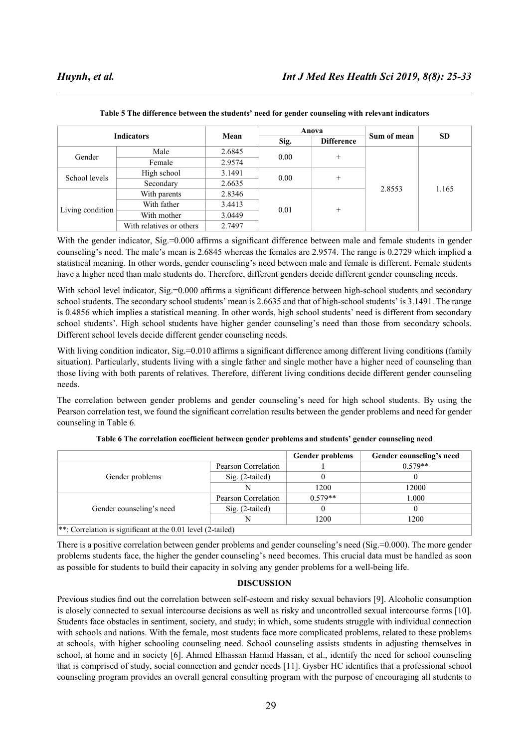**Table 5 The difference between the students' need for gender counseling with relevant indicators**

| Indicators | | Mean | Anova | | Sum of mean | SD |
|---|---|---|---|---|---|---|
| | | | Sig. | Difference | | |
| Gender | Male | 2.6845 | 0.00 | + | 2.8553 | 1.165 |
| | Female | 2.9574 | | | | |
| School levels | High school | 3.1491 | 0.00 | + | | |
| | Secondary | 2.6635 | | | | |
| Living condition | With parents | 2.8346 | 0.01 | + | | |
| | With father | 3.4413 | | | | |
| | With mother | 3.0449 | | | | |
| | With relatives or others | 2.7497 | | | | |

With the gender indicator, Sig.=0.000 affirms a significant difference between male and female students in gender counseling's need. The male's mean is 2.6845 whereas the females are 2.9574. The range is 0.2729 which implied a statistical meaning. In other words, gender counseling's need between male and female is different. Female students have a higher need than male students do. Therefore, different genders decide different gender counseling needs.

With school level indicator, Sig.=0.000 affirms a significant difference between high-school students and secondary school students. The secondary school students' mean is 2.6635 and that of high-school students' is 3.1491. The range is 0.4856 which implies a statistical meaning. In other words, high school students' need is different from secondary school students'. High school students have higher gender counseling's need than those from secondary schools. Different school levels decide different gender counseling needs.

With living condition indicator, Sig.=0.010 affirms a significant difference among different living conditions (family situation). Particularly, students living with a single father and single mother have a higher need of counseling than those living with both parents of relatives. Therefore, different living conditions decide different gender counseling needs.

The correlation between gender problems and gender counseling's need for high school students. By using the Pearson correlation test, we found the significant correlation results between the gender problems and need for gender counseling in Table 6.

**Table 6 The correlation coefficient between gender problems and students' gender counseling need**

| | | Gender problems | Gender counseling's need |
|---|---|---|---|
| Gender problems | Pearson Correlation | 1 | 0.579** |
| | Sig. (2-tailed) | 0 | 0 |
| | N | 1200 | 12000 |
| Gender counseling's need | Pearson Correlation | 0.579** | 1.000 |
| | Sig. (2-tailed) | 0 | 0 |
| | N | 1200 | 1200 |
| **: Correlation is significant at the 0.01 level (2-tailed) | | | |

There is a positive correlation between gender problems and gender counseling's need (Sig.=0.000). The more gender problems students face, the higher the gender counseling's need becomes. This crucial data must be handled as soon as possible for students to build their capacity in solving any gender problems for a well-being life.

## DISCUSSION

Previous studies find out the correlation between self-esteem and risky sexual behaviors [9]. Alcoholic consumption is closely connected to sexual intercourse decisions as well as risky and uncontrolled sexual intercourse forms [10]. Students face obstacles in sentiment, society, and study; in which, some students struggle with individual connection with schools and nations. With the female, most students face more complicated problems, related to these problems at schools, with higher schooling counseling need. School counseling assists students in adjusting themselves in school, at home and in society [6]. Ahmed Elhassan Hamid Hassan, et al., identify the need for school counseling that is comprised of study, social connection and gender needs [11]. Gysber HC identifies that a professional school counseling program provides an overall general consulting program with the purpose of encouraging all students to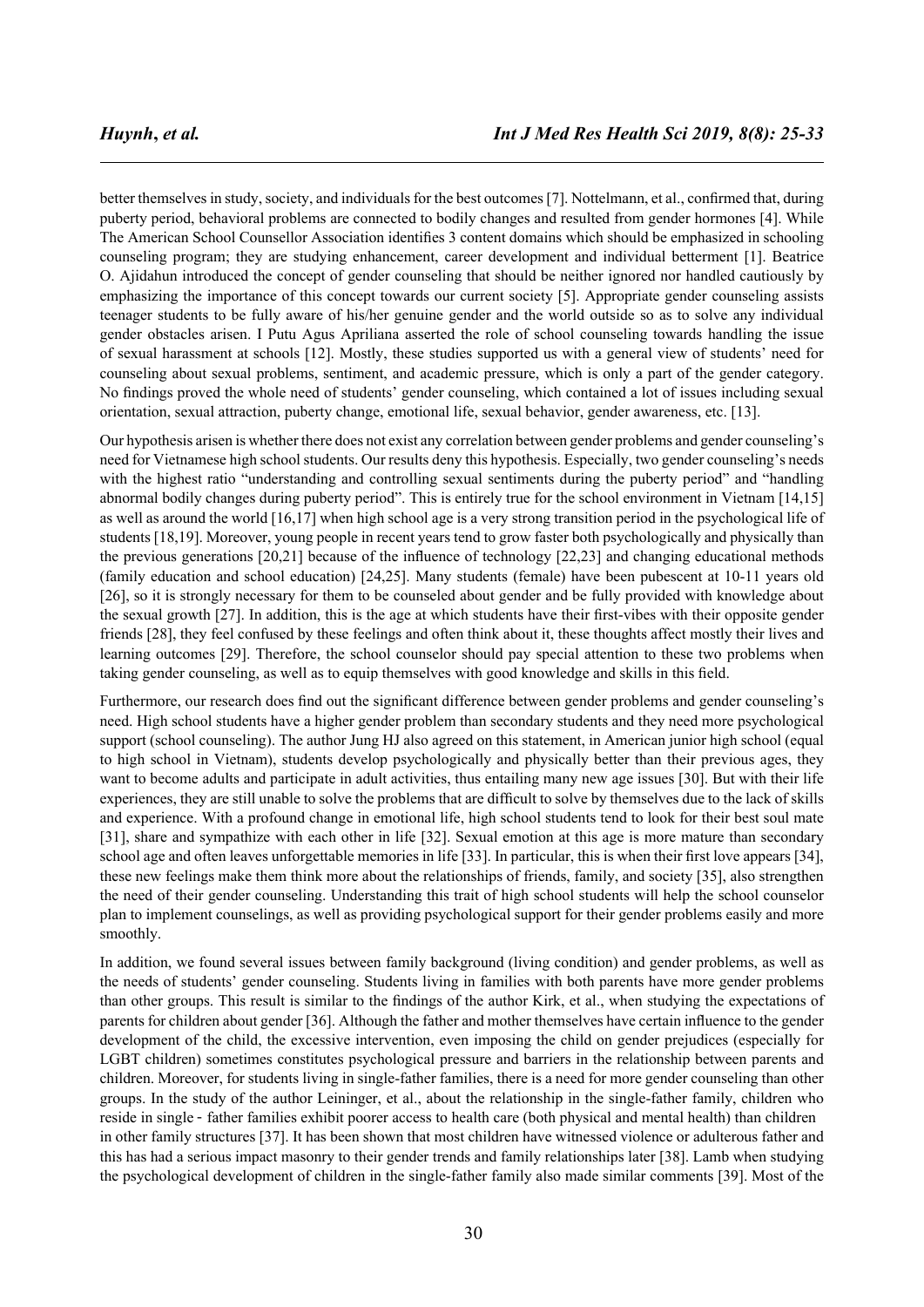better themselves in study, society, and individuals for the best outcomes [7]. Nottelmann, et al., confirmed that, during puberty period, behavioral problems are connected to bodily changes and resulted from gender hormones [4]. While The American School Counsellor Association identifies 3 content domains which should be emphasized in schooling counseling program; they are studying enhancement, career development and individual betterment [1]. Beatrice O. Ajidahun introduced the concept of gender counseling that should be neither ignored nor handled cautiously by emphasizing the importance of this concept towards our current society [5]. Appropriate gender counseling assists teenager students to be fully aware of his/her genuine gender and the world outside so as to solve any individual gender obstacles arisen. I Putu Agus Apriliana asserted the role of school counseling towards handling the issue of sexual harassment at schools [12]. Mostly, these studies supported us with a general view of students' need for counseling about sexual problems, sentiment, and academic pressure, which is only a part of the gender category. No findings proved the whole need of students' gender counseling, which contained a lot of issues including sexual orientation, sexual attraction, puberty change, emotional life, sexual behavior, gender awareness, etc. [13].

Our hypothesis arisen is whether there does not exist any correlation between gender problems and gender counseling's need for Vietnamese high school students. Our results deny this hypothesis. Especially, two gender counseling's needs with the highest ratio "understanding and controlling sexual sentiments during the puberty period" and "handling abnormal bodily changes during puberty period". This is entirely true for the school environment in Vietnam [14,15] as well as around the world [16,17] when high school age is a very strong transition period in the psychological life of students [18,19]. Moreover, young people in recent years tend to grow faster both psychologically and physically than the previous generations [20,21] because of the influence of technology [22,23] and changing educational methods (family education and school education) [24,25]. Many students (female) have been pubescent at 10-11 years old [26], so it is strongly necessary for them to be counseled about gender and be fully provided with knowledge about the sexual growth [27]. In addition, this is the age at which students have their first-vibes with their opposite gender friends [28], they feel confused by these feelings and often think about it, these thoughts affect mostly their lives and learning outcomes [29]. Therefore, the school counselor should pay special attention to these two problems when taking gender counseling, as well as to equip themselves with good knowledge and skills in this field.

Furthermore, our research does find out the significant difference between gender problems and gender counseling's need. High school students have a higher gender problem than secondary students and they need more psychological support (school counseling). The author Jung HJ also agreed on this statement, in American junior high school (equal to high school in Vietnam), students develop psychologically and physically better than their previous ages, they want to become adults and participate in adult activities, thus entailing many new age issues [30]. But with their life experiences, they are still unable to solve the problems that are difficult to solve by themselves due to the lack of skills and experience. With a profound change in emotional life, high school students tend to look for their best soul mate [31], share and sympathize with each other in life [32]. Sexual emotion at this age is more mature than secondary school age and often leaves unforgettable memories in life [33]. In particular, this is when their first love appears [34], these new feelings make them think more about the relationships of friends, family, and society [35], also strengthen the need of their gender counseling. Understanding this trait of high school students will help the school counselor plan to implement counselings, as well as providing psychological support for their gender problems easily and more smoothly.

In addition, we found several issues between family background (living condition) and gender problems, as well as the needs of students' gender counseling. Students living in families with both parents have more gender problems than other groups. This result is similar to the findings of the author Kirk, et al., when studying the expectations of parents for children about gender [36]. Although the father and mother themselves have certain influence to the gender development of the child, the excessive intervention, even imposing the child on gender prejudices (especially for LGBT children) sometimes constitutes psychological pressure and barriers in the relationship between parents and children. Moreover, for students living in single-father families, there is a need for more gender counseling than other groups. In the study of the author Leininger, et al., about the relationship in the single-father family, children who reside in single - father families exhibit poorer access to health care (both physical and mental health) than children in other family structures [37]. It has been shown that most children have witnessed violence or adulterous father and this has had a serious impact masonry to their gender trends and family relationships later [38]. Lamb when studying the psychological development of children in the single-father family also made similar comments [39]. Most of the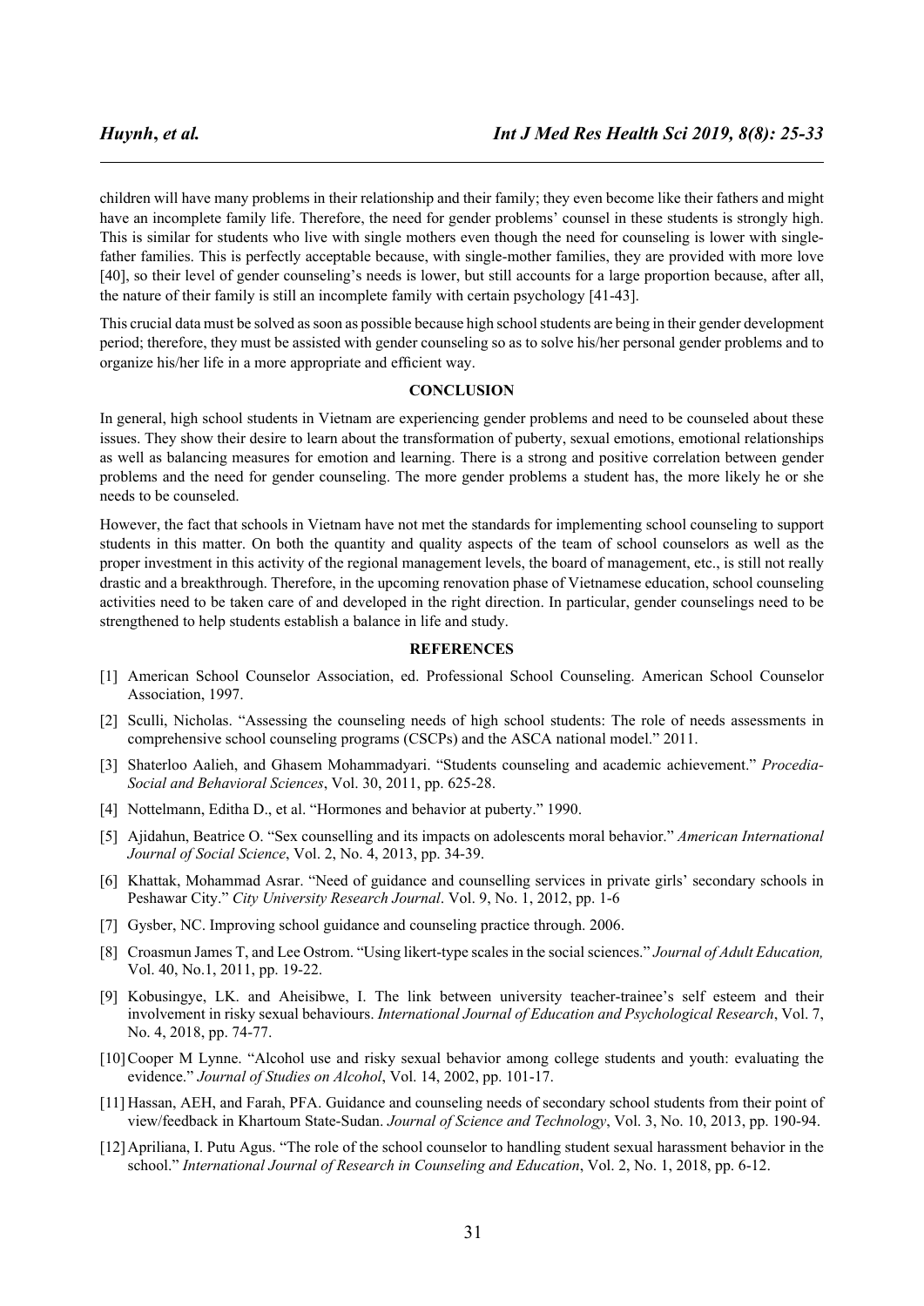children will have many problems in their relationship and their family; they even become like their fathers and might have an incomplete family life. Therefore, the need for gender problems' counsel in these students is strongly high. This is similar for students who live with single mothers even though the need for counseling is lower with single-father families. This is perfectly acceptable because, with single-mother families, they are provided with more love [40], so their level of gender counseling's needs is lower, but still accounts for a large proportion because, after all, the nature of their family is still an incomplete family with certain psychology [41-43].

This crucial data must be solved as soon as possible because high school students are being in their gender development period; therefore, they must be assisted with gender counseling so as to solve his/her personal gender problems and to organize his/her life in a more appropriate and efficient way.

## CONCLUSION

In general, high school students in Vietnam are experiencing gender problems and need to be counseled about these issues. They show their desire to learn about the transformation of puberty, sexual emotions, emotional relationships as well as balancing measures for emotion and learning. There is a strong and positive correlation between gender problems and the need for gender counseling. The more gender problems a student has, the more likely he or she needs to be counseled.

However, the fact that schools in Vietnam have not met the standards for implementing school counseling to support students in this matter. On both the quantity and quality aspects of the team of school counselors as well as the proper investment in this activity of the regional management levels, the board of management, etc., is still not really drastic and a breakthrough. Therefore, in the upcoming renovation phase of Vietnamese education, school counseling activities need to be taken care of and developed in the right direction. In particular, gender counselings need to be strengthened to help students establish a balance in life and study.

## REFERENCES

[1] American School Counselor Association, ed. Professional School Counseling. American School Counselor Association, 1997.

[2] Sculli, Nicholas. "Assessing the counseling needs of high school students: The role of needs assessments in comprehensive school counseling programs (CSCPs) and the ASCA national model." 2011.

[3] Shaterloo Aalieh, and Ghasem Mohammadyari. "Students counseling and academic achievement." *Procedia-Social and Behavioral Sciences*, Vol. 30, 2011, pp. 625-28.

[4] Nottelmann, Editha D., et al. "Hormones and behavior at puberty." 1990.

[5] Ajidahun, Beatrice O. "Sex counselling and its impacts on adolescents moral behavior." *American International Journal of Social Science*, Vol. 2, No. 4, 2013, pp. 34-39.

[6] Khattak, Mohammad Asrar. "Need of guidance and counselling services in private girls' secondary schools in Peshawar City." *City University Research Journal*. Vol. 9, No. 1, 2012, pp. 1-6

[7] Gysber, NC. Improving school guidance and counseling practice through. 2006.

[8] Croasmun James T, and Lee Ostrom. "Using likert-type scales in the social sciences." *Journal of Adult Education,* Vol. 40, No.1, 2011, pp. 19-22.

[9] Kobusingye, LK. and Aheisibwe, I. The link between university teacher-trainee's self esteem and their involvement in risky sexual behaviours. *International Journal of Education and Psychological Research*, Vol. 7, No. 4, 2018, pp. 74-77.

[10] Cooper M Lynne. "Alcohol use and risky sexual behavior among college students and youth: evaluating the evidence." *Journal of Studies on Alcohol*, Vol. 14, 2002, pp. 101-17.

[11] Hassan, AEH, and Farah, PFA. Guidance and counseling needs of secondary school students from their point of view/feedback in Khartoum State-Sudan. *Journal of Science and Technology*, Vol. 3, No. 10, 2013, pp. 190-94.

[12] Apriliana, I. Putu Agus. "The role of the school counselor to handling student sexual harassment behavior in the school." *International Journal of Research in Counseling and Education*, Vol. 2, No. 1, 2018, pp. 6-12.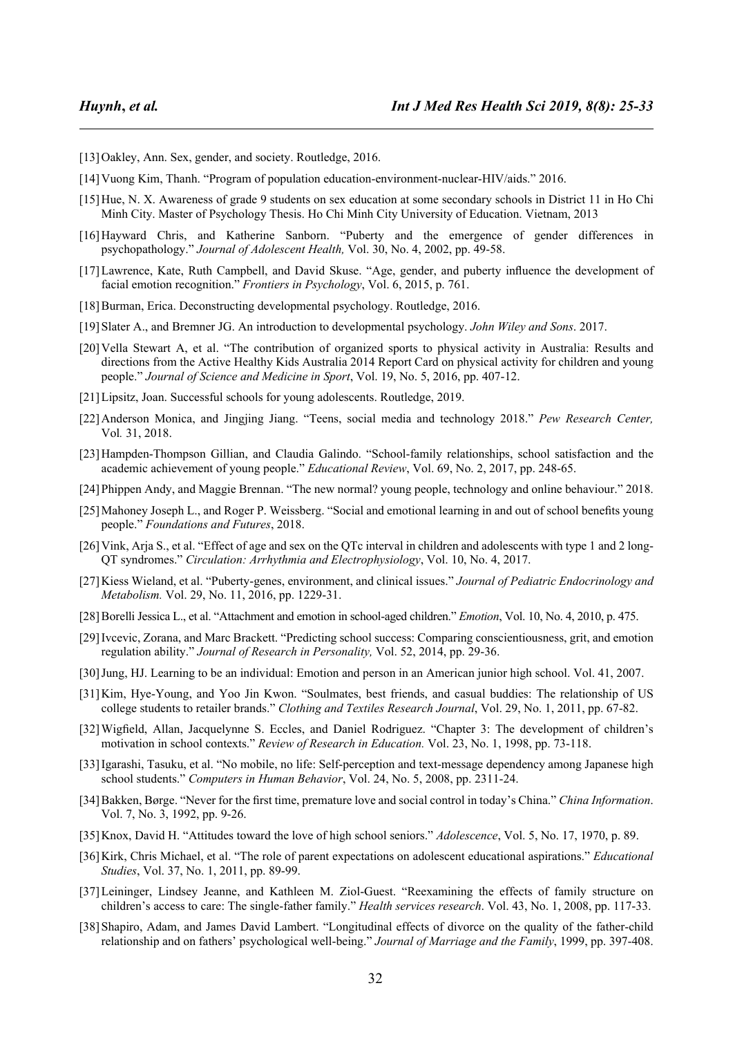[13] Oakley, Ann. Sex, gender, and society. Routledge, 2016.

[14] Vuong Kim, Thanh. "Program of population education-environment-nuclear-HIV/aids." 2016.

[15] Hue, N. X. Awareness of grade 9 students on sex education at some secondary schools in District 11 in Ho Chi Minh City. Master of Psychology Thesis. Ho Chi Minh City University of Education. Vietnam, 2013

[16] Hayward Chris, and Katherine Sanborn. "Puberty and the emergence of gender differences in psychopathology." *Journal of Adolescent Health,* Vol. 30, No. 4, 2002, pp. 49-58.

[17] Lawrence, Kate, Ruth Campbell, and David Skuse. "Age, gender, and puberty influence the development of facial emotion recognition." *Frontiers in Psychology*, Vol. 6, 2015, p. 761.

[18] Burman, Erica. Deconstructing developmental psychology. Routledge, 2016.

[19] Slater A., and Bremner JG. An introduction to developmental psychology. *John Wiley and Sons*. 2017.

[20] Vella Stewart A, et al. "The contribution of organized sports to physical activity in Australia: Results and directions from the Active Healthy Kids Australia 2014 Report Card on physical activity for children and young people." *Journal of Science and Medicine in Sport*, Vol. 19, No. 5, 2016, pp. 407-12.

[21] Lipsitz, Joan. Successful schools for young adolescents. Routledge, 2019.

[22] Anderson Monica, and Jingjing Jiang. "Teens, social media and technology 2018." *Pew Research Center,* Vol*.* 31, 2018.

[23] Hampden-Thompson Gillian, and Claudia Galindo. "School-family relationships, school satisfaction and the academic achievement of young people." *Educational Review*, Vol. 69, No. 2, 2017, pp. 248-65.

[24] Phippen Andy, and Maggie Brennan. "The new normal? young people, technology and online behaviour." 2018.

[25] Mahoney Joseph L., and Roger P. Weissberg. "Social and emotional learning in and out of school benefits young people." *Foundations and Futures*, 2018.

[26] Vink, Arja S., et al. "Effect of age and sex on the QTc interval in children and adolescents with type 1 and 2 long-QT syndromes." *Circulation: Arrhythmia and Electrophysiology*, Vol. 10, No. 4, 2017.

[27] Kiess Wieland, et al. "Puberty-genes, environment, and clinical issues." *Journal of Pediatric Endocrinology and Metabolism.* Vol. 29, No. 11, 2016, pp. 1229-31.

[28] Borelli Jessica L., et al. "Attachment and emotion in school-aged children." *Emotion*, Vol. 10, No. 4, 2010, p. 475.

[29] Ivcevic, Zorana, and Marc Brackett. "Predicting school success: Comparing conscientiousness, grit, and emotion regulation ability." *Journal of Research in Personality,* Vol. 52, 2014, pp. 29-36.

[30] Jung, HJ. Learning to be an individual: Emotion and person in an American junior high school. Vol. 41, 2007.

[31] Kim, Hye-Young, and Yoo Jin Kwon. "Soulmates, best friends, and casual buddies: The relationship of US college students to retailer brands." *Clothing and Textiles Research Journal*, Vol. 29, No. 1, 2011, pp. 67-82.

[32] Wigfield, Allan, Jacquelynne S. Eccles, and Daniel Rodriguez. "Chapter 3: The development of children's motivation in school contexts." *Review of Research in Education.* Vol. 23, No. 1, 1998, pp. 73-118.

[33] Igarashi, Tasuku, et al. "No mobile, no life: Self-perception and text-message dependency among Japanese high school students." *Computers in Human Behavior*, Vol. 24, No. 5, 2008, pp. 2311-24.

[34] Bakken, Børge. "Never for the first time, premature love and social control in today's China." *China Information*. Vol. 7, No. 3, 1992, pp. 9-26.

[35] Knox, David H. "Attitudes toward the love of high school seniors." *Adolescence*, Vol. 5, No. 17, 1970, p. 89.

[36] Kirk, Chris Michael, et al. "The role of parent expectations on adolescent educational aspirations." *Educational Studies*, Vol. 37, No. 1, 2011, pp. 89-99.

[37] Leininger, Lindsey Jeanne, and Kathleen M. Ziol-Guest. "Reexamining the effects of family structure on children's access to care: The single-father family." *Health services research*. Vol. 43, No. 1, 2008, pp. 117-33.

[38] Shapiro, Adam, and James David Lambert. "Longitudinal effects of divorce on the quality of the father-child relationship and on fathers' psychological well-being." *Journal of Marriage and the Family*, 1999, pp. 397-408.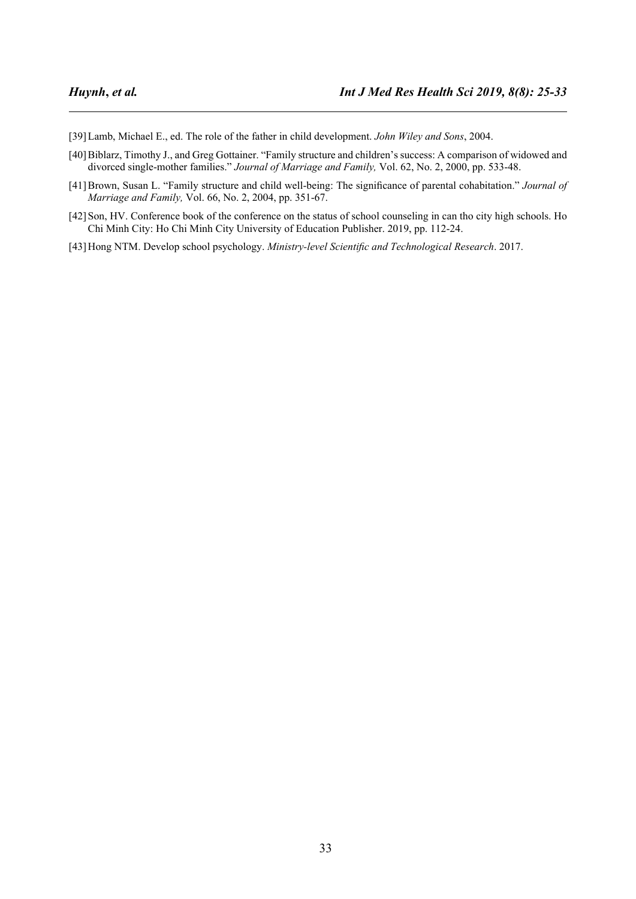[39] Lamb, Michael E., ed. The role of the father in child development. *John Wiley and Sons*, 2004.

[40] Biblarz, Timothy J., and Greg Gottainer. "Family structure and children's success: A comparison of widowed and divorced single-mother families." *Journal of Marriage and Family,* Vol. 62, No. 2, 2000, pp. 533-48.

[41] Brown, Susan L. "Family structure and child well-being: The significance of parental cohabitation." *Journal of Marriage and Family,* Vol. 66, No. 2, 2004, pp. 351-67.

[42] Son, HV. Conference book of the conference on the status of school counseling in can tho city high schools. Ho Chi Minh City: Ho Chi Minh City University of Education Publisher. 2019, pp. 112-24.

[43] Hong NTM. Develop school psychology. *Ministry-level Scientific and Technological Research*. 2017.